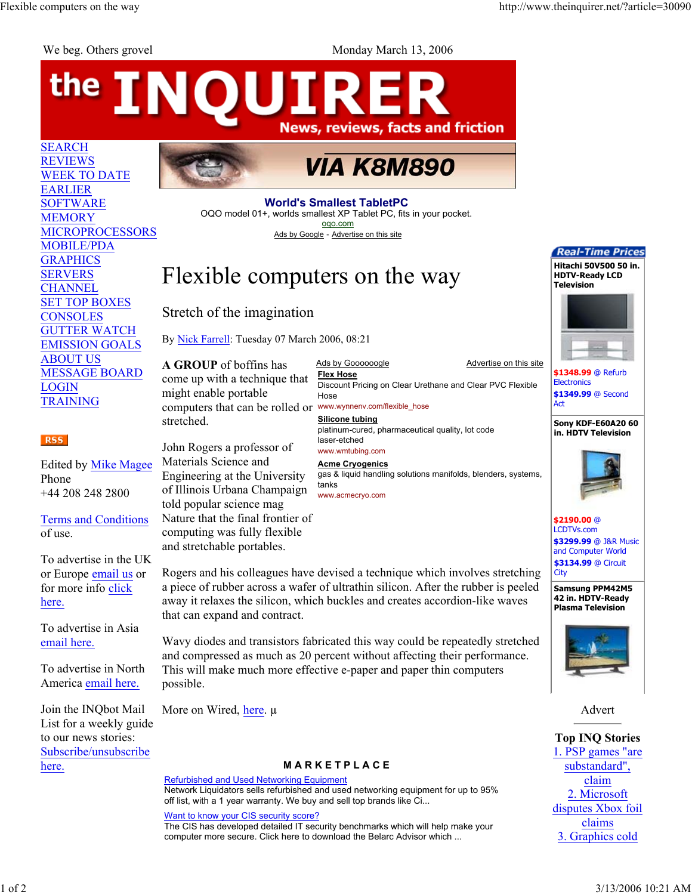We beg. Others grovel

Monday March 13, 2006

# the INQUIRER

News, reviews, facts and friction

SEARCH
REVIEWS
WEEK TO DATE
EARLIER
SOFTWARE
MEMORY
MICROPROCESSORS
MOBILE/PDA
GRAPHICS
SERVERS
CHANNEL
SET TOP BOXES
CONSOLES
GUTTER WATCH
EMISSION GOALS
ABOUT US
MESSAGE BOARD
LOGIN
TRAINING

RSS

Edited by Mike Magee
Phone
+44 208 248 2800

Terms and Conditions of use.

To advertise in the UK or Europe email us or for more info click here.

To advertise in Asia email here.

To advertise in North America email here.

Join the INQbot Mail List for a weekly guide to our news stories: Subscribe/unsubscribe here.

VIA K8M890

**World's Smallest TabletPC**
OQO model 01+, worlds smallest XP Tablet PC, fits in your pocket.
oqo.com
Ads by Google - Advertise on this site

# Flexible computers on the way

## Stretch of the imagination

By Nick Farrell: Tuesday 07 March 2006, 08:21

**A GROUP** of boffins has come up with a technique that might enable portable computers that can be rolled or stretched.

John Rogers a professor of Materials Science and Engineering at the University of Illinois Urbana Champaign told popular science mag Nature that the final frontier of computing was fully flexible and stretchable portables.

Rogers and his colleagues have devised a technique which involves stretching a piece of rubber across a wafer of ultrathin silicon. After the rubber is peeled away it relaxes the silicon, which buckles and creates accordion-like waves that can expand and contract.

Wavy diodes and transistors fabricated this way could be repeatedly stretched and compressed as much as 20 percent without affecting their performance. This will make much more effective e-paper and paper thin computers possible.

More on Wired, here. µ

Ads by Goooooogle — Advertise on this site

**Flex Hose**
Discount Pricing on Clear Urethane and Clear PVC Flexible Hose
www.wynnenv.com/flexible_hose

**Silicone tubing**
platinum-cured, pharmaceutical quality, lot code laser-etched
www.wmtubing.com

**Acme Cryogenics**
gas & liquid handling solutions manifolds, blenders, systems, tanks
www.acmecryo.com

**MARKETPLACE**

Refurbished and Used Networking Equipment
Network Liquidators sells refurbished and used networking equipment for up to 95% off list, with a 1 year warranty. We buy and sell top brands like Ci...

Want to know your CIS security score?
The CIS has developed detailed IT security benchmarks which will help make your computer more secure. Click here to download the Belarc Advisor which ...

**Real-Time Prices**

**Hitachi 50V500 50 in. HDTV-Ready LCD Television**
$1348.99 @ Refurb Electronics
$1349.99 @ Second Act

**Sony KDF-E60A20 60 in. HDTV Television**
$2190.00 @ LCDTVs.com
$3299.99 @ J&R Music and Computer World
$3134.99 @ Circuit City

**Samsung PPM42M5 42 in. HDTV-Ready Plasma Television**

Advert

**Top INQ Stories**
1. PSP games "are substandard", claim
2. Microsoft disputes Xbox foil claims
3. Graphics cold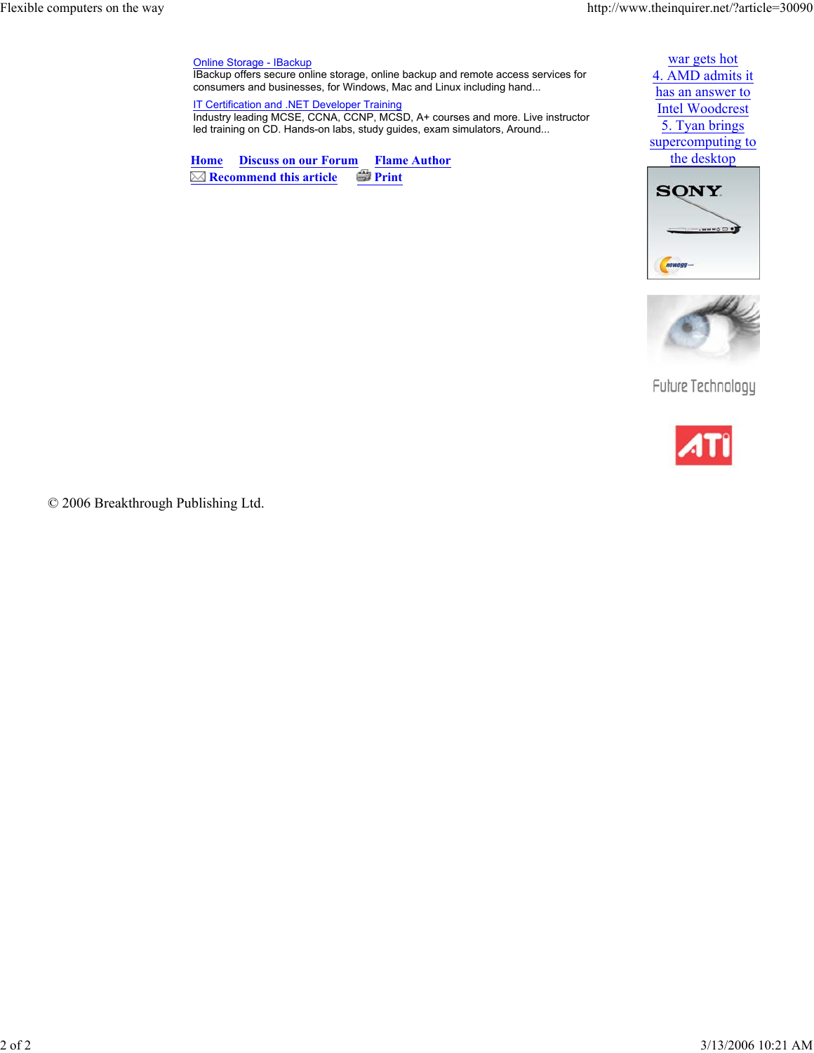war gets hot

4. AMD admits it has an answer to Intel Woodcrest

5. Tyan brings supercomputing to the desktop

Online Storage - IBackup
IBackup offers secure online storage, online backup and remote access services for consumers and businesses, for Windows, Mac and Linux including hand...

IT Certification and .NET Developer Training
Industry leading MCSE, CCNA, CCNP, MCSD, A+ courses and more. Live instructor led training on CD. Hands-on labs, study guides, exam simulators, Around...

**Home** **Discuss on our Forum** **Flame Author**

**Recommend this article** **Print**

© 2006 Breakthrough Publishing Ltd.